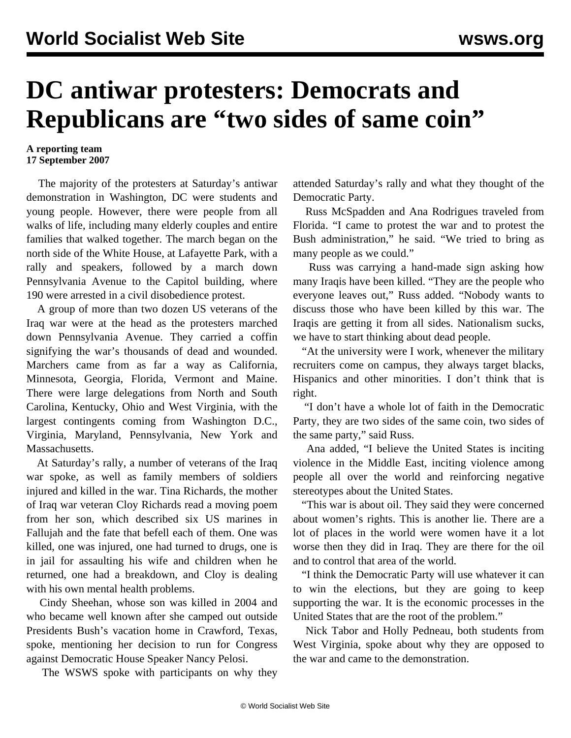# DC antiwar protesters: Democrats and Republicans are "two sides of same coin"

**A reporting team**
**17 September 2007**

The majority of the protesters at Saturday's antiwar demonstration in Washington, DC were students and young people. However, there were people from all walks of life, including many elderly couples and entire families that walked together. The march began on the north side of the White House, at Lafayette Park, with a rally and speakers, followed by a march down Pennsylvania Avenue to the Capitol building, where 190 were arrested in a civil disobedience protest.

A group of more than two dozen US veterans of the Iraq war were at the head as the protesters marched down Pennsylvania Avenue. They carried a coffin signifying the war's thousands of dead and wounded. Marchers came from as far a way as California, Minnesota, Georgia, Florida, Vermont and Maine. There were large delegations from North and South Carolina, Kentucky, Ohio and West Virginia, with the largest contingents coming from Washington D.C., Virginia, Maryland, Pennsylvania, New York and Massachusetts.

At Saturday's rally, a number of veterans of the Iraq war spoke, as well as family members of soldiers injured and killed in the war. Tina Richards, the mother of Iraq war veteran Cloy Richards read a moving poem from her son, which described six US marines in Fallujah and the fate that befell each of them. One was killed, one was injured, one had turned to drugs, one is in jail for assaulting his wife and children when he returned, one had a breakdown, and Cloy is dealing with his own mental health problems.

Cindy Sheehan, whose son was killed in 2004 and who became well known after she camped out outside Presidents Bush's vacation home in Crawford, Texas, spoke, mentioning her decision to run for Congress against Democratic House Speaker Nancy Pelosi.

The WSWS spoke with participants on why they attended Saturday's rally and what they thought of the Democratic Party.

Russ McSpadden and Ana Rodrigues traveled from Florida. "I came to protest the war and to protest the Bush administration," he said. "We tried to bring as many people as we could."

Russ was carrying a hand-made sign asking how many Iraqis have been killed. "They are the people who everyone leaves out," Russ added. "Nobody wants to discuss those who have been killed by this war. The Iraqis are getting it from all sides. Nationalism sucks, we have to start thinking about dead people.

"At the university were I work, whenever the military recruiters come on campus, they always target blacks, Hispanics and other minorities. I don't think that is right.

"I don't have a whole lot of faith in the Democratic Party, they are two sides of the same coin, two sides of the same party," said Russ.

Ana added, "I believe the United States is inciting violence in the Middle East, inciting violence among people all over the world and reinforcing negative stereotypes about the United States.

"This war is about oil. They said they were concerned about women's rights. This is another lie. There are a lot of places in the world were women have it a lot worse then they did in Iraq. They are there for the oil and to control that area of the world.

"I think the Democratic Party will use whatever it can to win the elections, but they are going to keep supporting the war. It is the economic processes in the United States that are the root of the problem."

Nick Tabor and Holly Pedneau, both students from West Virginia, spoke about why they are opposed to the war and came to the demonstration.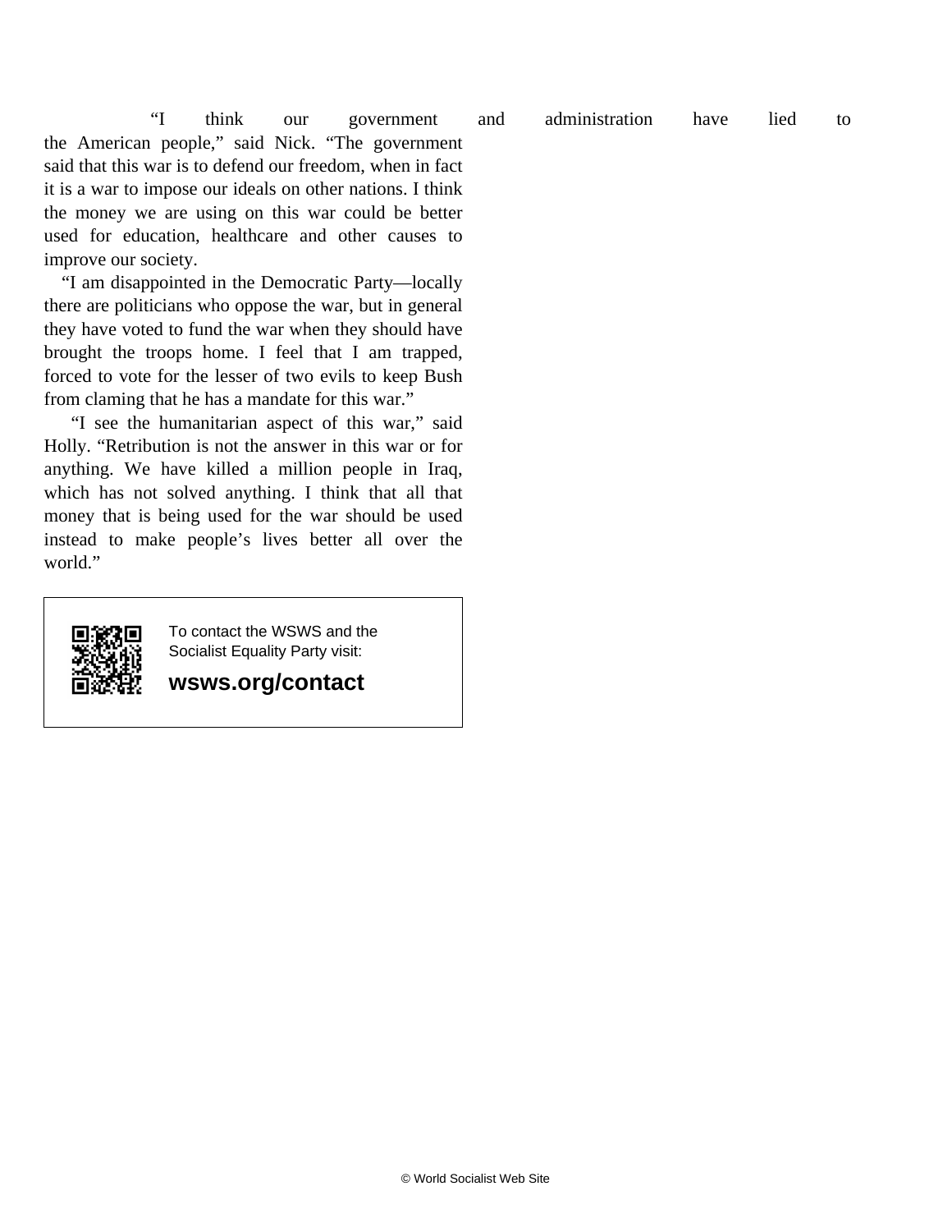"I think our government and administration have lied to the American people," said Nick. "The government said that this war is to defend our freedom, when in fact it is a war to impose our ideals on other nations. I think the money we are using on this war could be better used for education, healthcare and other causes to improve our society.

"I am disappointed in the Democratic Party—locally there are politicians who oppose the war, but in general they have voted to fund the war when they should have brought the troops home. I feel that I am trapped, forced to vote for the lesser of two evils to keep Bush from claming that he has a mandate for this war."

"I see the humanitarian aspect of this war," said Holly. "Retribution is not the answer in this war or for anything. We have killed a million people in Iraq, which has not solved anything. I think that all that money that is being used for the war should be used instead to make people's lives better all over the world."

To contact the WSWS and the Socialist Equality Party visit:

**wsws.org/contact**